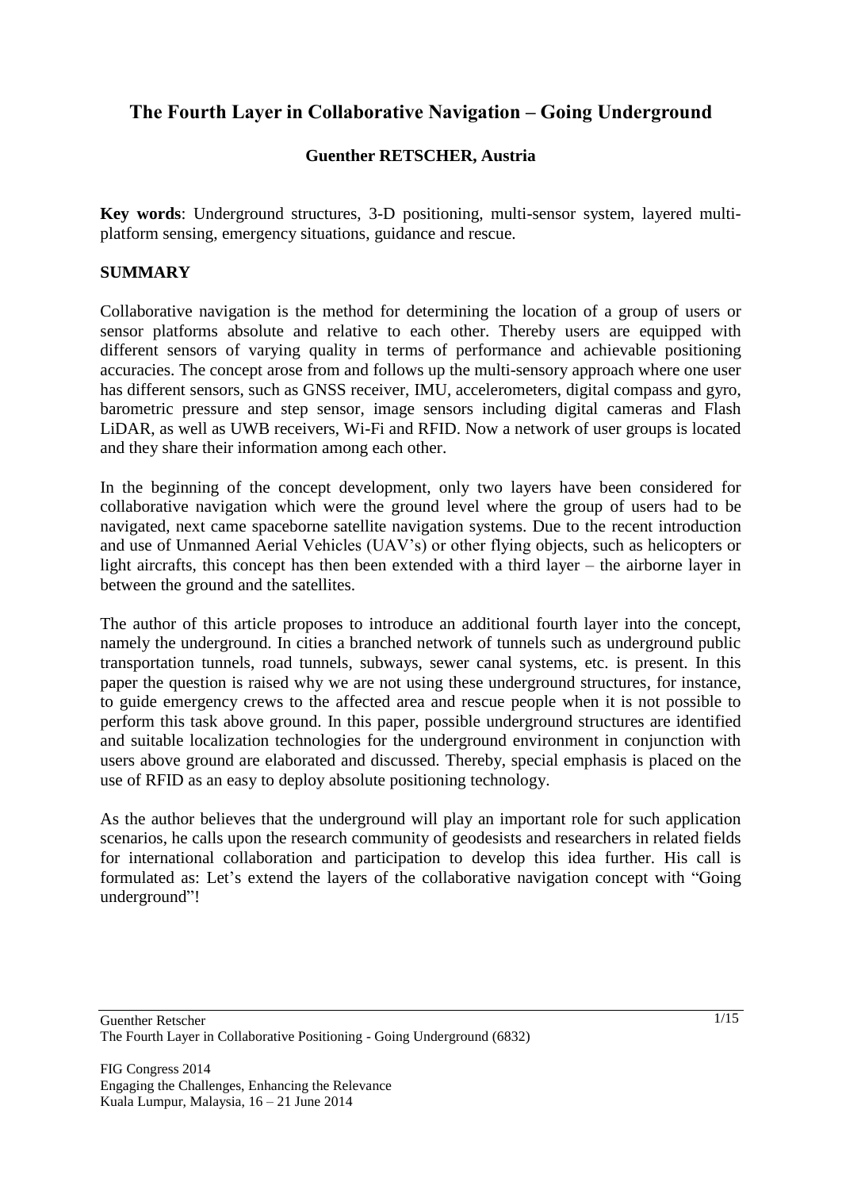# The Fourth Layer in Collaborative Navigation – Going Underground

**Guenther RETSCHER, Austria**

**Key words**: Underground structures, 3-D positioning, multi-sensor system, layered multi-platform sensing, emergency situations, guidance and rescue.

## SUMMARY

Collaborative navigation is the method for determining the location of a group of users or sensor platforms absolute and relative to each other. Thereby users are equipped with different sensors of varying quality in terms of performance and achievable positioning accuracies. The concept arose from and follows up the multi-sensory approach where one user has different sensors, such as GNSS receiver, IMU, accelerometers, digital compass and gyro, barometric pressure and step sensor, image sensors including digital cameras and Flash LiDAR, as well as UWB receivers, Wi-Fi and RFID. Now a network of user groups is located and they share their information among each other.

In the beginning of the concept development, only two layers have been considered for collaborative navigation which were the ground level where the group of users had to be navigated, next came spaceborne satellite navigation systems. Due to the recent introduction and use of Unmanned Aerial Vehicles (UAV's) or other flying objects, such as helicopters or light aircrafts, this concept has then been extended with a third layer – the airborne layer in between the ground and the satellites.

The author of this article proposes to introduce an additional fourth layer into the concept, namely the underground. In cities a branched network of tunnels such as underground public transportation tunnels, road tunnels, subways, sewer canal systems, etc. is present. In this paper the question is raised why we are not using these underground structures, for instance, to guide emergency crews to the affected area and rescue people when it is not possible to perform this task above ground. In this paper, possible underground structures are identified and suitable localization technologies for the underground environment in conjunction with users above ground are elaborated and discussed. Thereby, special emphasis is placed on the use of RFID as an easy to deploy absolute positioning technology.

As the author believes that the underground will play an important role for such application scenarios, he calls upon the research community of geodesists and researchers in related fields for international collaboration and participation to develop this idea further. His call is formulated as: Let's extend the layers of the collaborative navigation concept with "Going underground"!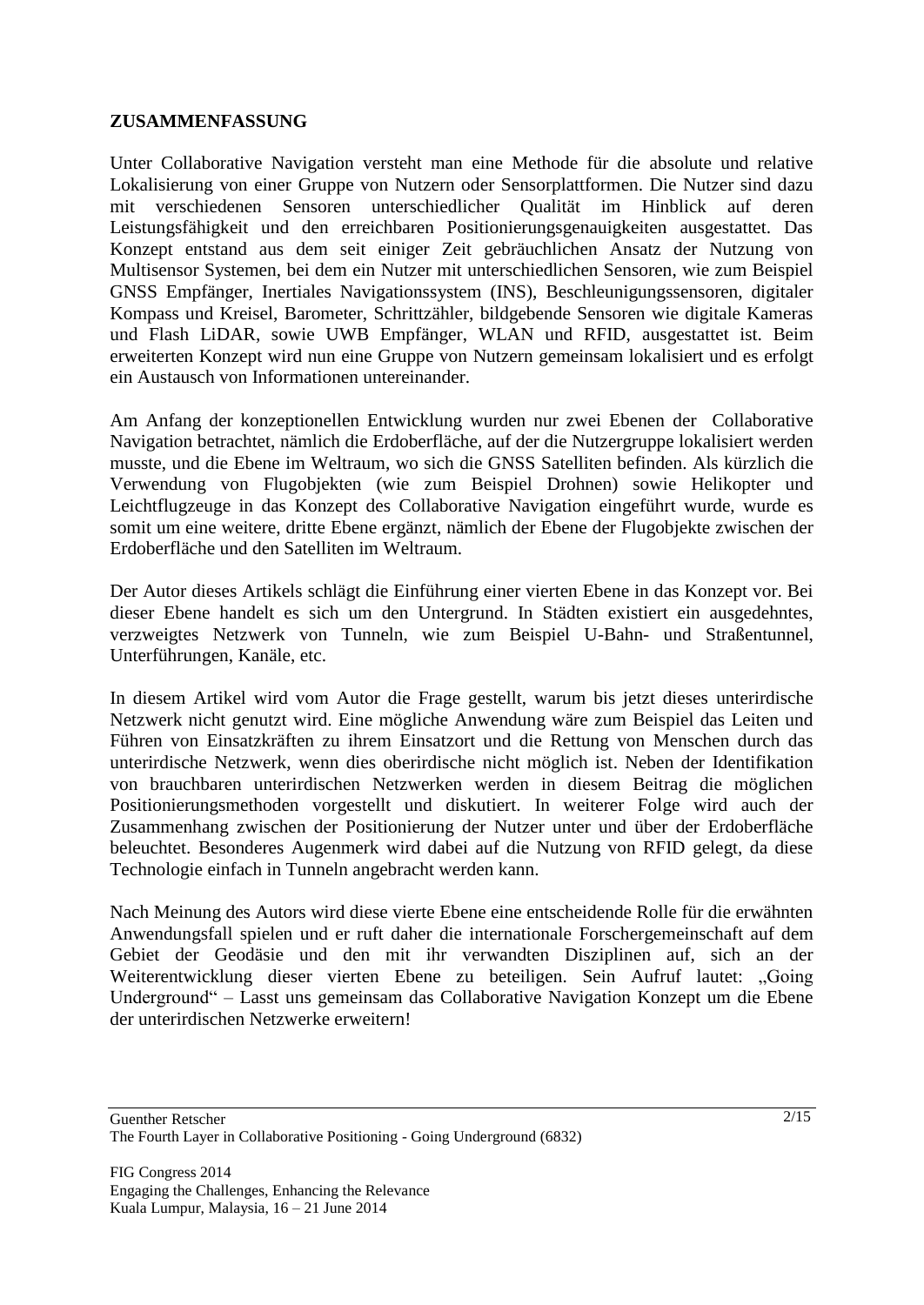**ZUSAMMENFASSUNG**

Unter Collaborative Navigation versteht man eine Methode für die absolute und relative Lokalisierung von einer Gruppe von Nutzern oder Sensorplattformen. Die Nutzer sind dazu mit verschiedenen Sensoren unterschiedlicher Qualität im Hinblick auf deren Leistungsfähigkeit und den erreichbaren Positionierungsgenauigkeiten ausgestattet. Das Konzept entstand aus dem seit einiger Zeit gebräuchlichen Ansatz der Nutzung von Multisensor Systemen, bei dem ein Nutzer mit unterschiedlichen Sensoren, wie zum Beispiel GNSS Empfänger, Inertiales Navigationssystem (INS), Beschleunigungssensoren, digitaler Kompass und Kreisel, Barometer, Schrittzähler, bildgebende Sensoren wie digitale Kameras und Flash LiDAR, sowie UWB Empfänger, WLAN und RFID, ausgestattet ist. Beim erweiterten Konzept wird nun eine Gruppe von Nutzern gemeinsam lokalisiert und es erfolgt ein Austausch von Informationen untereinander.

Am Anfang der konzeptionellen Entwicklung wurden nur zwei Ebenen der Collaborative Navigation betrachtet, nämlich die Erdoberfläche, auf der die Nutzergruppe lokalisiert werden musste, und die Ebene im Weltraum, wo sich die GNSS Satelliten befinden. Als kürzlich die Verwendung von Flugobjekten (wie zum Beispiel Drohnen) sowie Helikopter und Leichtflugzeuge in das Konzept des Collaborative Navigation eingeführt wurde, wurde es somit um eine weitere, dritte Ebene ergänzt, nämlich der Ebene der Flugobjekte zwischen der Erdoberfläche und den Satelliten im Weltraum.

Der Autor dieses Artikels schlägt die Einführung einer vierten Ebene in das Konzept vor. Bei dieser Ebene handelt es sich um den Untergrund. In Städten existiert ein ausgedehntes, verzweigtes Netzwerk von Tunneln, wie zum Beispiel U-Bahn- und Straßentunnel, Unterführungen, Kanäle, etc.

In diesem Artikel wird vom Autor die Frage gestellt, warum bis jetzt dieses unterirdische Netzwerk nicht genutzt wird. Eine mögliche Anwendung wäre zum Beispiel das Leiten und Führen von Einsatzkräften zu ihrem Einsatzort und die Rettung von Menschen durch das unterirdische Netzwerk, wenn dies oberirdische nicht möglich ist. Neben der Identifikation von brauchbaren unterirdischen Netzwerken werden in diesem Beitrag die möglichen Positionierungsmethoden vorgestellt und diskutiert. In weiterer Folge wird auch der Zusammenhang zwischen der Positionierung der Nutzer unter und über der Erdoberfläche beleuchtet. Besonderes Augenmerk wird dabei auf die Nutzung von RFID gelegt, da diese Technologie einfach in Tunneln angebracht werden kann.

Nach Meinung des Autors wird diese vierte Ebene eine entscheidende Rolle für die erwähnten Anwendungsfall spielen und er ruft daher die internationale Forschergemeinschaft auf dem Gebiet der Geodäsie und den mit ihr verwandten Disziplinen auf, sich an der Weiterentwicklung dieser vierten Ebene zu beteiligen. Sein Aufruf lautet: „Going Underground“ – Lasst uns gemeinsam das Collaborative Navigation Konzept um die Ebene der unterirdischen Netzwerke erweitern!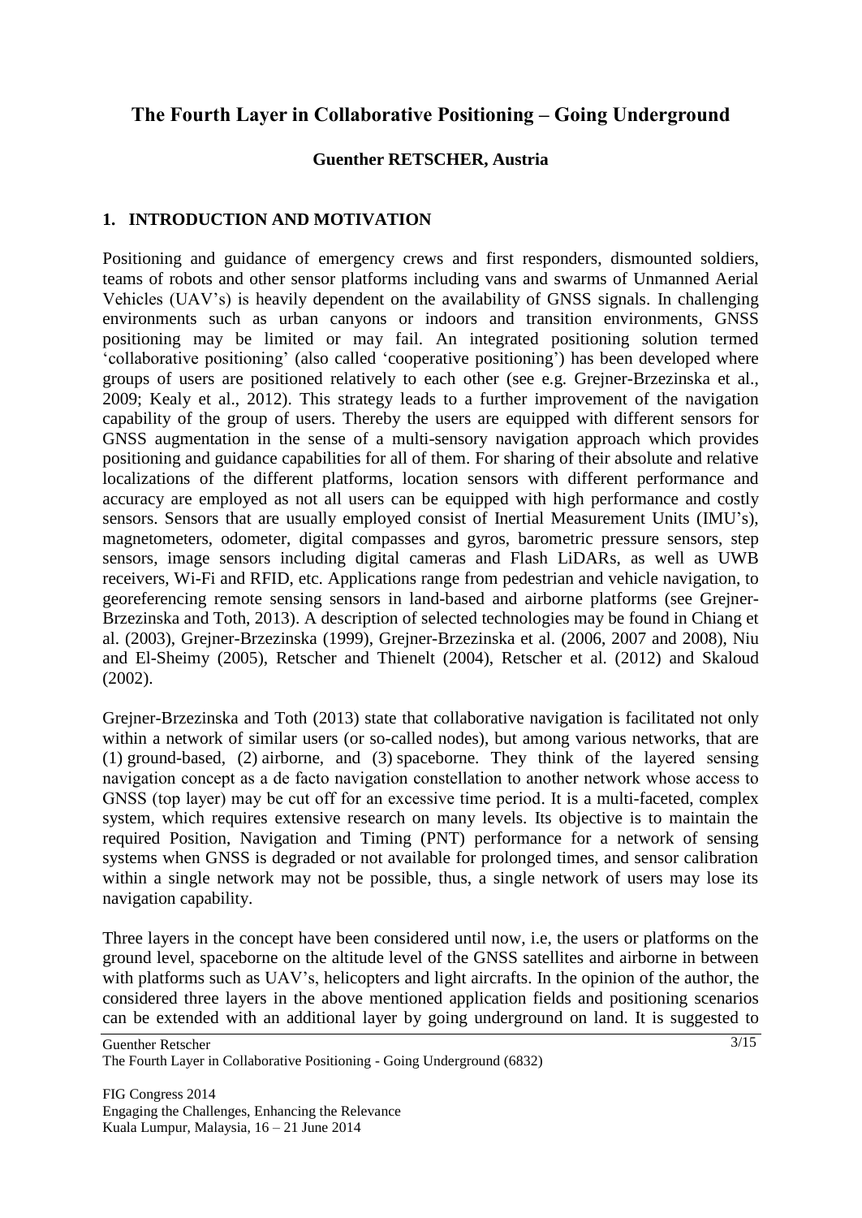# The Fourth Layer in Collaborative Positioning – Going Underground

**Guenther RETSCHER, Austria**

## 1. INTRODUCTION AND MOTIVATION

Positioning and guidance of emergency crews and first responders, dismounted soldiers, teams of robots and other sensor platforms including vans and swarms of Unmanned Aerial Vehicles (UAV's) is heavily dependent on the availability of GNSS signals. In challenging environments such as urban canyons or indoors and transition environments, GNSS positioning may be limited or may fail. An integrated positioning solution termed 'collaborative positioning' (also called 'cooperative positioning') has been developed where groups of users are positioned relatively to each other (see e.g. Grejner-Brzezinska et al., 2009; Kealy et al., 2012). This strategy leads to a further improvement of the navigation capability of the group of users. Thereby the users are equipped with different sensors for GNSS augmentation in the sense of a multi-sensory navigation approach which provides positioning and guidance capabilities for all of them. For sharing of their absolute and relative localizations of the different platforms, location sensors with different performance and accuracy are employed as not all users can be equipped with high performance and costly sensors. Sensors that are usually employed consist of Inertial Measurement Units (IMU's), magnetometers, odometer, digital compasses and gyros, barometric pressure sensors, step sensors, image sensors including digital cameras and Flash LiDARs, as well as UWB receivers, Wi-Fi and RFID, etc. Applications range from pedestrian and vehicle navigation, to georeferencing remote sensing sensors in land-based and airborne platforms (see Grejner-Brzezinska and Toth, 2013). A description of selected technologies may be found in Chiang et al. (2003), Grejner-Brzezinska (1999), Grejner-Brzezinska et al. (2006, 2007 and 2008), Niu and El-Sheimy (2005), Retscher and Thienelt (2004), Retscher et al. (2012) and Skaloud (2002).

Grejner-Brzezinska and Toth (2013) state that collaborative navigation is facilitated not only within a network of similar users (or so-called nodes), but among various networks, that are (1) ground-based, (2) airborne, and (3) spaceborne. They think of the layered sensing navigation concept as a de facto navigation constellation to another network whose access to GNSS (top layer) may be cut off for an excessive time period. It is a multi-faceted, complex system, which requires extensive research on many levels. Its objective is to maintain the required Position, Navigation and Timing (PNT) performance for a network of sensing systems when GNSS is degraded or not available for prolonged times, and sensor calibration within a single network may not be possible, thus, a single network of users may lose its navigation capability.

Three layers in the concept have been considered until now, i.e, the users or platforms on the ground level, spaceborne on the altitude level of the GNSS satellites and airborne in between with platforms such as UAV's, helicopters and light aircrafts. In the opinion of the author, the considered three layers in the above mentioned application fields and positioning scenarios can be extended with an additional layer by going underground on land. It is suggested to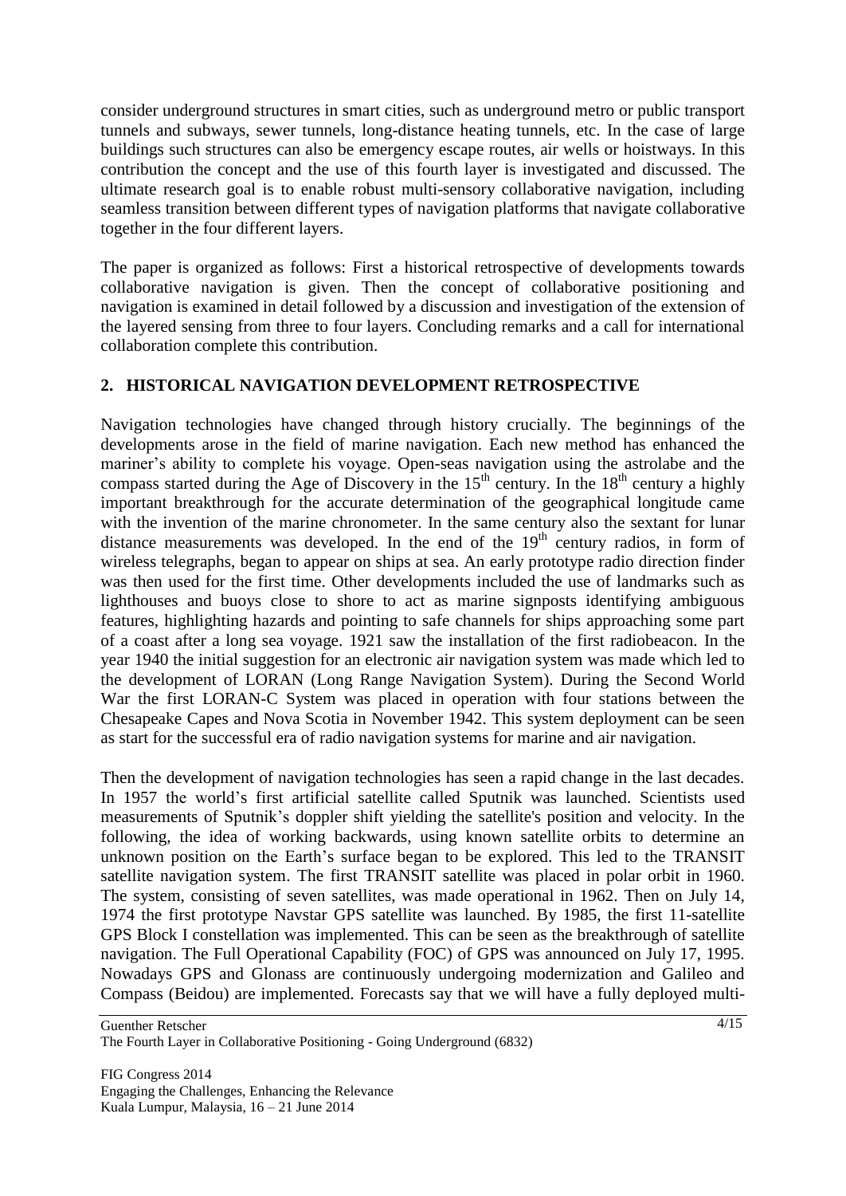consider underground structures in smart cities, such as underground metro or public transport tunnels and subways, sewer tunnels, long-distance heating tunnels, etc. In the case of large buildings such structures can also be emergency escape routes, air wells or hoistways. In this contribution the concept and the use of this fourth layer is investigated and discussed. The ultimate research goal is to enable robust multi-sensory collaborative navigation, including seamless transition between different types of navigation platforms that navigate collaborative together in the four different layers.

The paper is organized as follows: First a historical retrospective of developments towards collaborative navigation is given. Then the concept of collaborative positioning and navigation is examined in detail followed by a discussion and investigation of the extension of the layered sensing from three to four layers. Concluding remarks and a call for international collaboration complete this contribution.

## 2. HISTORICAL NAVIGATION DEVELOPMENT RETROSPECTIVE

Navigation technologies have changed through history crucially. The beginnings of the developments arose in the field of marine navigation. Each new method has enhanced the mariner's ability to complete his voyage. Open-seas navigation using the astrolabe and the compass started during the Age of Discovery in the 15th century. In the 18th century a highly important breakthrough for the accurate determination of the geographical longitude came with the invention of the marine chronometer. In the same century also the sextant for lunar distance measurements was developed. In the end of the 19th century radios, in form of wireless telegraphs, began to appear on ships at sea. An early prototype radio direction finder was then used for the first time. Other developments included the use of landmarks such as lighthouses and buoys close to shore to act as marine signposts identifying ambiguous features, highlighting hazards and pointing to safe channels for ships approaching some part of a coast after a long sea voyage. 1921 saw the installation of the first radiobeacon. In the year 1940 the initial suggestion for an electronic air navigation system was made which led to the development of LORAN (Long Range Navigation System). During the Second World War the first LORAN-C System was placed in operation with four stations between the Chesapeake Capes and Nova Scotia in November 1942. This system deployment can be seen as start for the successful era of radio navigation systems for marine and air navigation.

Then the development of navigation technologies has seen a rapid change in the last decades. In 1957 the world's first artificial satellite called Sputnik was launched. Scientists used measurements of Sputnik's doppler shift yielding the satellite's position and velocity. In the following, the idea of working backwards, using known satellite orbits to determine an unknown position on the Earth's surface began to be explored. This led to the TRANSIT satellite navigation system. The first TRANSIT satellite was placed in polar orbit in 1960. The system, consisting of seven satellites, was made operational in 1962. Then on July 14, 1974 the first prototype Navstar GPS satellite was launched. By 1985, the first 11-satellite GPS Block I constellation was implemented. This can be seen as the breakthrough of satellite navigation. The Full Operational Capability (FOC) of GPS was announced on July 17, 1995. Nowadays GPS and Glonass are continuously undergoing modernization and Galileo and Compass (Beidou) are implemented. Forecasts say that we will have a fully deployed multi-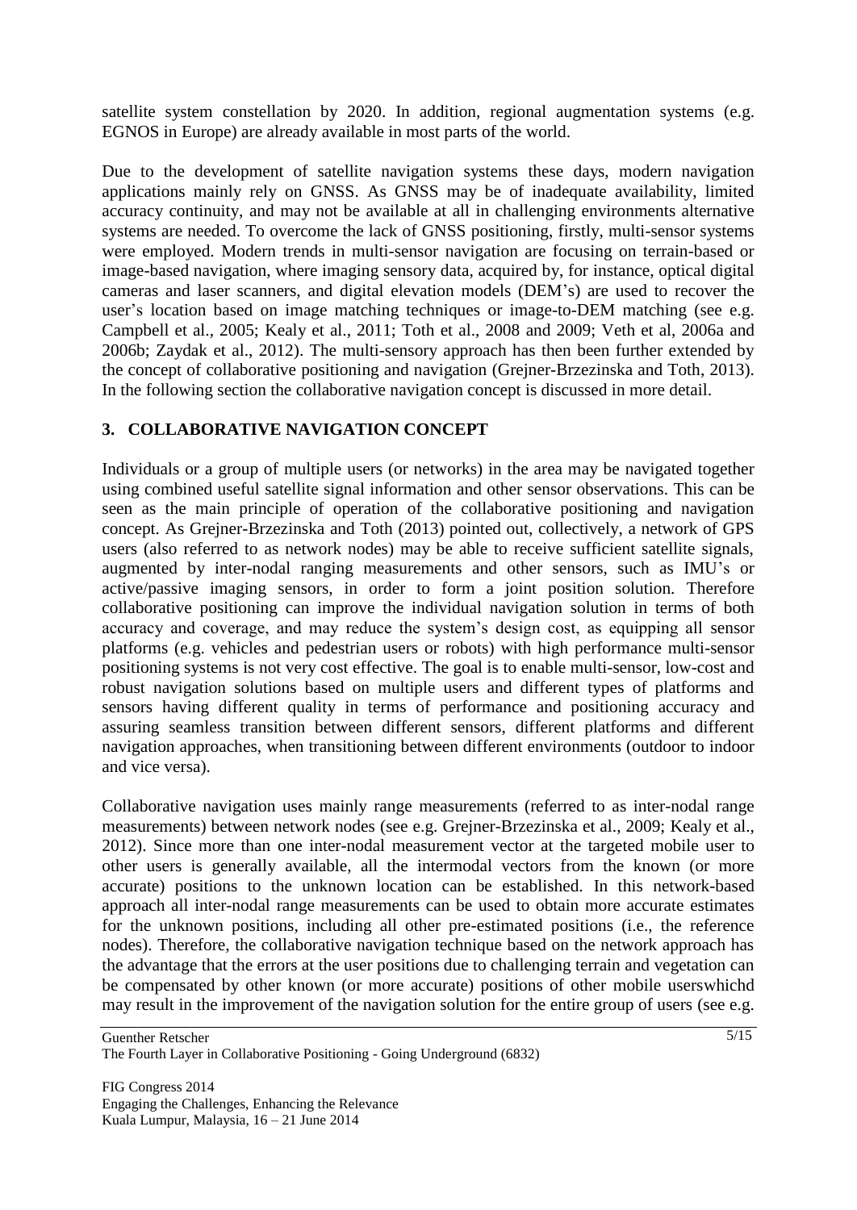satellite system constellation by 2020. In addition, regional augmentation systems (e.g. EGNOS in Europe) are already available in most parts of the world.

Due to the development of satellite navigation systems these days, modern navigation applications mainly rely on GNSS. As GNSS may be of inadequate availability, limited accuracy continuity, and may not be available at all in challenging environments alternative systems are needed. To overcome the lack of GNSS positioning, firstly, multi-sensor systems were employed. Modern trends in multi-sensor navigation are focusing on terrain-based or image-based navigation, where imaging sensory data, acquired by, for instance, optical digital cameras and laser scanners, and digital elevation models (DEM's) are used to recover the user's location based on image matching techniques or image-to-DEM matching (see e.g. Campbell et al., 2005; Kealy et al., 2011; Toth et al., 2008 and 2009; Veth et al, 2006a and 2006b; Zaydak et al., 2012). The multi-sensory approach has then been further extended by the concept of collaborative positioning and navigation (Grejner-Brzezinska and Toth, 2013). In the following section the collaborative navigation concept is discussed in more detail.

## 3. COLLABORATIVE NAVIGATION CONCEPT

Individuals or a group of multiple users (or networks) in the area may be navigated together using combined useful satellite signal information and other sensor observations. This can be seen as the main principle of operation of the collaborative positioning and navigation concept. As Grejner-Brzezinska and Toth (2013) pointed out, collectively, a network of GPS users (also referred to as network nodes) may be able to receive sufficient satellite signals, augmented by inter-nodal ranging measurements and other sensors, such as IMU's or active/passive imaging sensors, in order to form a joint position solution. Therefore collaborative positioning can improve the individual navigation solution in terms of both accuracy and coverage, and may reduce the system's design cost, as equipping all sensor platforms (e.g. vehicles and pedestrian users or robots) with high performance multi-sensor positioning systems is not very cost effective. The goal is to enable multi-sensor, low-cost and robust navigation solutions based on multiple users and different types of platforms and sensors having different quality in terms of performance and positioning accuracy and assuring seamless transition between different sensors, different platforms and different navigation approaches, when transitioning between different environments (outdoor to indoor and vice versa).

Collaborative navigation uses mainly range measurements (referred to as inter-nodal range measurements) between network nodes (see e.g. Grejner-Brzezinska et al., 2009; Kealy et al., 2012). Since more than one inter-nodal measurement vector at the targeted mobile user to other users is generally available, all the intermodal vectors from the known (or more accurate) positions to the unknown location can be established. In this network-based approach all inter-nodal range measurements can be used to obtain more accurate estimates for the unknown positions, including all other pre-estimated positions (i.e., the reference nodes). Therefore, the collaborative navigation technique based on the network approach has the advantage that the errors at the user positions due to challenging terrain and vegetation can be compensated by other known (or more accurate) positions of other mobile userswhichd may result in the improvement of the navigation solution for the entire group of users (see e.g.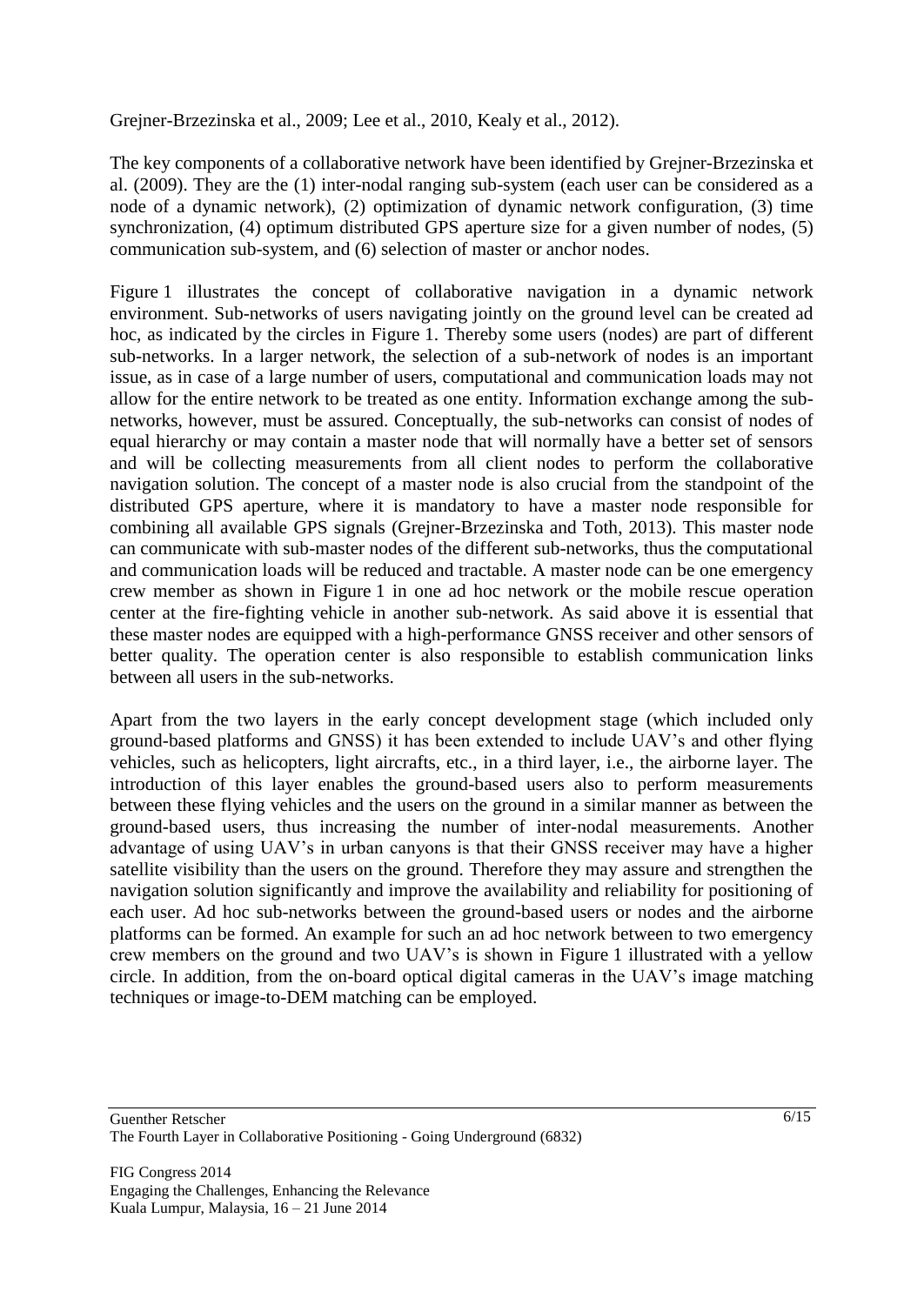Grejner-Brzezinska et al., 2009; Lee et al., 2010, Kealy et al., 2012).

The key components of a collaborative network have been identified by Grejner-Brzezinska et al. (2009). They are the (1) inter-nodal ranging sub-system (each user can be considered as a node of a dynamic network), (2) optimization of dynamic network configuration, (3) time synchronization, (4) optimum distributed GPS aperture size for a given number of nodes, (5) communication sub-system, and (6) selection of master or anchor nodes.

Figure 1 illustrates the concept of collaborative navigation in a dynamic network environment. Sub-networks of users navigating jointly on the ground level can be created ad hoc, as indicated by the circles in Figure 1. Thereby some users (nodes) are part of different sub-networks. In a larger network, the selection of a sub-network of nodes is an important issue, as in case of a large number of users, computational and communication loads may not allow for the entire network to be treated as one entity. Information exchange among the sub-networks, however, must be assured. Conceptually, the sub-networks can consist of nodes of equal hierarchy or may contain a master node that will normally have a better set of sensors and will be collecting measurements from all client nodes to perform the collaborative navigation solution. The concept of a master node is also crucial from the standpoint of the distributed GPS aperture, where it is mandatory to have a master node responsible for combining all available GPS signals (Grejner-Brzezinska and Toth, 2013). This master node can communicate with sub-master nodes of the different sub-networks, thus the computational and communication loads will be reduced and tractable. A master node can be one emergency crew member as shown in Figure 1 in one ad hoc network or the mobile rescue operation center at the fire-fighting vehicle in another sub-network. As said above it is essential that these master nodes are equipped with a high-performance GNSS receiver and other sensors of better quality. The operation center is also responsible to establish communication links between all users in the sub-networks.

Apart from the two layers in the early concept development stage (which included only ground-based platforms and GNSS) it has been extended to include UAV's and other flying vehicles, such as helicopters, light aircrafts, etc., in a third layer, i.e., the airborne layer. The introduction of this layer enables the ground-based users also to perform measurements between these flying vehicles and the users on the ground in a similar manner as between the ground-based users, thus increasing the number of inter-nodal measurements. Another advantage of using UAV's in urban canyons is that their GNSS receiver may have a higher satellite visibility than the users on the ground. Therefore they may assure and strengthen the navigation solution significantly and improve the availability and reliability for positioning of each user. Ad hoc sub-networks between the ground-based users or nodes and the airborne platforms can be formed. An example for such an ad hoc network between to two emergency crew members on the ground and two UAV's is shown in Figure 1 illustrated with a yellow circle. In addition, from the on-board optical digital cameras in the UAV's image matching techniques or image-to-DEM matching can be employed.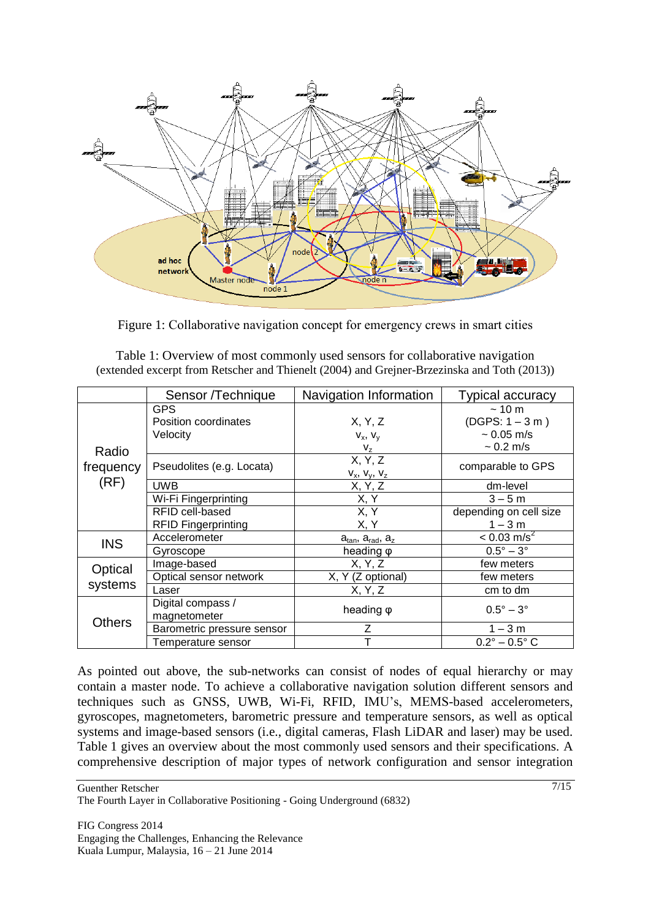Figure 1: Collaborative navigation concept for emergency crews in smart cities

Table 1: Overview of most commonly used sensors for collaborative navigation (extended excerpt from Retscher and Thienelt (2004) and Grejner-Brzezinska and Toth (2013))

| | Sensor /Technique | Navigation Information | Typical accuracy |
|---|---|---|---|
| Radio frequency (RF) | GPS<br>Position coordinates<br>Velocity | <br>X, Y, Z<br>$v_x$, $v_y$<br>$v_z$ | ~ 10 m<br>(DGPS: 1 – 3 m )<br>~ 0.05 m/s<br>~ 0.2 m/s |
| | Pseudolites (e.g. Locata) | X, Y, Z<br>$v_x$, $v_y$, $v_z$ | comparable to GPS |
| | UWB | X, Y, Z | dm-level |
| | Wi-Fi Fingerprinting | X, Y | 3 – 5 m |
| | RFID cell-based | X, Y | depending on cell size |
| | RFID Fingerprinting | X, Y | 1 – 3 m |
| INS | Accelerometer | $a_{tan}$, $a_{rad}$, $a_z$ | < 0.03 m/s$^2$ |
| | Gyroscope | heading φ | 0.5° – 3° |
| Optical systems | Image-based | X, Y, Z | few meters |
| | Optical sensor network | X, Y (Z optional) | few meters |
| | Laser | X, Y, Z | cm to dm |
| Others | Digital compass / magnetometer | heading φ | 0.5° – 3° |
| | Barometric pressure sensor | Z | 1 – 3 m |
| | Temperature sensor | T | 0.2° – 0.5° C |

As pointed out above, the sub-networks can consist of nodes of equal hierarchy or may contain a master node. To achieve a collaborative navigation solution different sensors and techniques such as GNSS, UWB, Wi-Fi, RFID, IMU's, MEMS-based accelerometers, gyroscopes, magnetometers, barometric pressure and temperature sensors, as well as optical systems and image-based sensors (i.e., digital cameras, Flash LiDAR and laser) may be used. Table 1 gives an overview about the most commonly used sensors and their specifications. A comprehensive description of major types of network configuration and sensor integration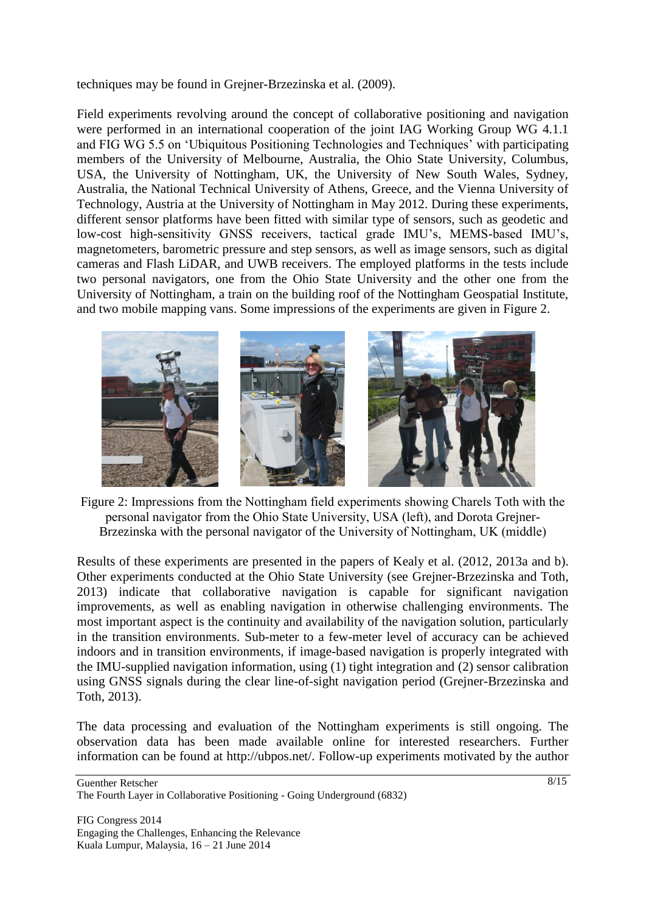techniques may be found in Grejner-Brzezinska et al. (2009).

Field experiments revolving around the concept of collaborative positioning and navigation were performed in an international cooperation of the joint IAG Working Group WG 4.1.1 and FIG WG 5.5 on 'Ubiquitous Positioning Technologies and Techniques' with participating members of the University of Melbourne, Australia, the Ohio State University, Columbus, USA, the University of Nottingham, UK, the University of New South Wales, Sydney, Australia, the National Technical University of Athens, Greece, and the Vienna University of Technology, Austria at the University of Nottingham in May 2012. During these experiments, different sensor platforms have been fitted with similar type of sensors, such as geodetic and low-cost high-sensitivity GNSS receivers, tactical grade IMU's, MEMS-based IMU's, magnetometers, barometric pressure and step sensors, as well as image sensors, such as digital cameras and Flash LiDAR, and UWB receivers. The employed platforms in the tests include two personal navigators, one from the Ohio State University and the other one from the University of Nottingham, a train on the building roof of the Nottingham Geospatial Institute, and two mobile mapping vans. Some impressions of the experiments are given in Figure 2.

Figure 2: Impressions from the Nottingham field experiments showing Charels Toth with the personal navigator from the Ohio State University, USA (left), and Dorota Grejner-Brzezinska with the personal navigator of the University of Nottingham, UK (middle)

Results of these experiments are presented in the papers of Kealy et al. (2012, 2013a and b). Other experiments conducted at the Ohio State University (see Grejner-Brzezinska and Toth, 2013) indicate that collaborative navigation is capable for significant navigation improvements, as well as enabling navigation in otherwise challenging environments. The most important aspect is the continuity and availability of the navigation solution, particularly in the transition environments. Sub-meter to a few-meter level of accuracy can be achieved indoors and in transition environments, if image-based navigation is properly integrated with the IMU-supplied navigation information, using (1) tight integration and (2) sensor calibration using GNSS signals during the clear line-of-sight navigation period (Grejner-Brzezinska and Toth, 2013).

The data processing and evaluation of the Nottingham experiments is still ongoing. The observation data has been made available online for interested researchers. Further information can be found at http://ubpos.net/. Follow-up experiments motivated by the author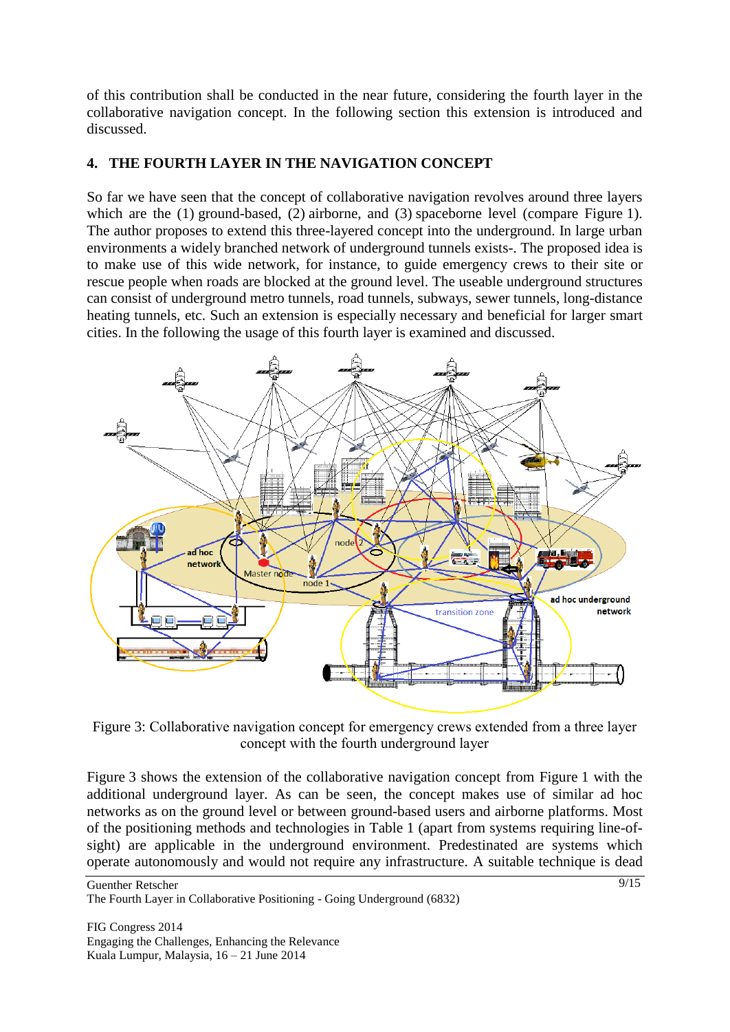of this contribution shall be conducted in the near future, considering the fourth layer in the collaborative navigation concept. In the following section this extension is introduced and discussed.

## 4. THE FOURTH LAYER IN THE NAVIGATION CONCEPT

So far we have seen that the concept of collaborative navigation revolves around three layers which are the (1) ground-based, (2) airborne, and (3) spaceborne level (compare Figure 1). The author proposes to extend this three-layered concept into the underground. In large urban environments a widely branched network of underground tunnels exists-. The proposed idea is to make use of this wide network, for instance, to guide emergency crews to their site or rescue people when roads are blocked at the ground level. The useable underground structures can consist of underground metro tunnels, road tunnels, subways, sewer tunnels, long-distance heating tunnels, etc. Such an extension is especially necessary and beneficial for larger smart cities. In the following the usage of this fourth layer is examined and discussed.

Figure 3: Collaborative navigation concept for emergency crews extended from a three layer concept with the fourth underground layer

Figure 3 shows the extension of the collaborative navigation concept from Figure 1 with the additional underground layer. As can be seen, the concept makes use of similar ad hoc networks as on the ground level or between ground-based users and airborne platforms. Most of the positioning methods and technologies in Table 1 (apart from systems requiring line-of-sight) are applicable in the underground environment. Predestinated are systems which operate autonomously and would not require any infrastructure. A suitable technique is dead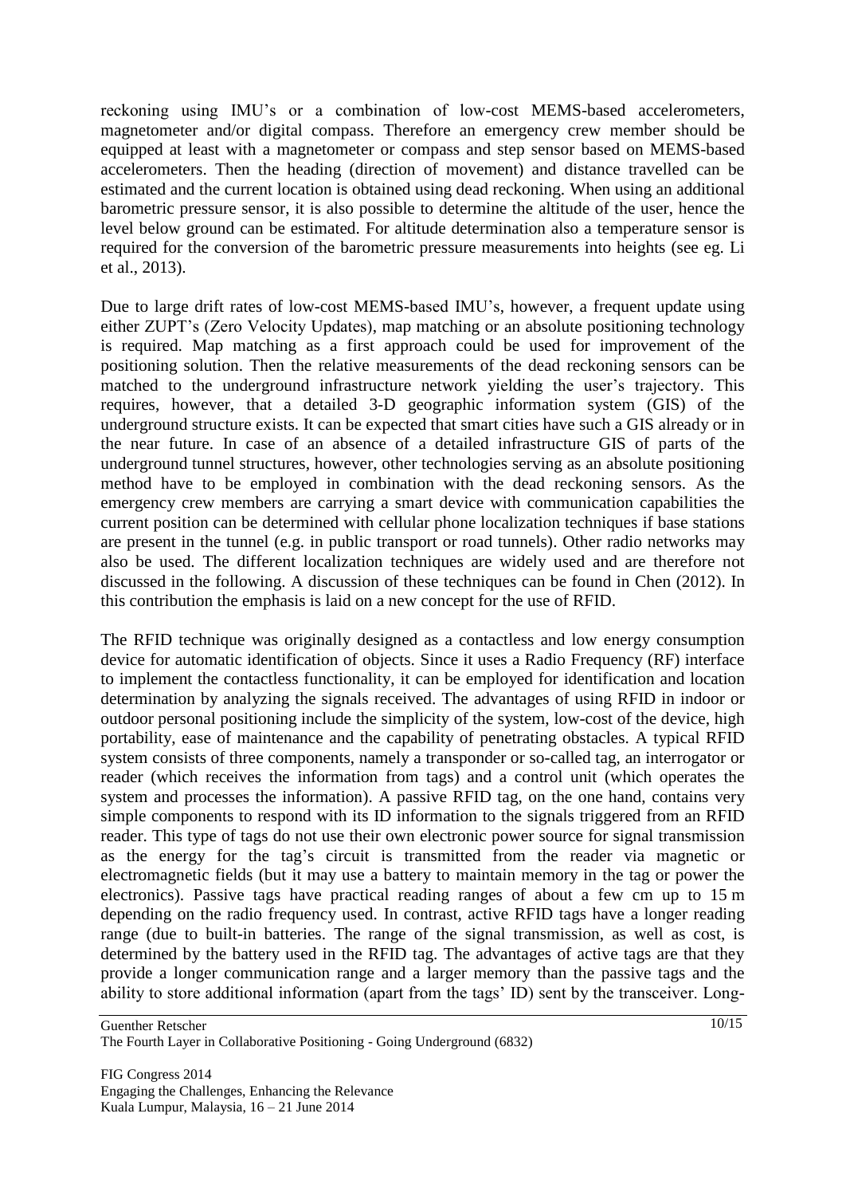reckoning using IMU's or a combination of low-cost MEMS-based accelerometers, magnetometer and/or digital compass. Therefore an emergency crew member should be equipped at least with a magnetometer or compass and step sensor based on MEMS-based accelerometers. Then the heading (direction of movement) and distance travelled can be estimated and the current location is obtained using dead reckoning. When using an additional barometric pressure sensor, it is also possible to determine the altitude of the user, hence the level below ground can be estimated. For altitude determination also a temperature sensor is required for the conversion of the barometric pressure measurements into heights (see eg. Li et al., 2013).

Due to large drift rates of low-cost MEMS-based IMU's, however, a frequent update using either ZUPT's (Zero Velocity Updates), map matching or an absolute positioning technology is required. Map matching as a first approach could be used for improvement of the positioning solution. Then the relative measurements of the dead reckoning sensors can be matched to the underground infrastructure network yielding the user's trajectory. This requires, however, that a detailed 3-D geographic information system (GIS) of the underground structure exists. It can be expected that smart cities have such a GIS already or in the near future. In case of an absence of a detailed infrastructure GIS of parts of the underground tunnel structures, however, other technologies serving as an absolute positioning method have to be employed in combination with the dead reckoning sensors. As the emergency crew members are carrying a smart device with communication capabilities the current position can be determined with cellular phone localization techniques if base stations are present in the tunnel (e.g. in public transport or road tunnels). Other radio networks may also be used. The different localization techniques are widely used and are therefore not discussed in the following. A discussion of these techniques can be found in Chen (2012). In this contribution the emphasis is laid on a new concept for the use of RFID.

The RFID technique was originally designed as a contactless and low energy consumption device for automatic identification of objects. Since it uses a Radio Frequency (RF) interface to implement the contactless functionality, it can be employed for identification and location determination by analyzing the signals received. The advantages of using RFID in indoor or outdoor personal positioning include the simplicity of the system, low-cost of the device, high portability, ease of maintenance and the capability of penetrating obstacles. A typical RFID system consists of three components, namely a transponder or so-called tag, an interrogator or reader (which receives the information from tags) and a control unit (which operates the system and processes the information). A passive RFID tag, on the one hand, contains very simple components to respond with its ID information to the signals triggered from an RFID reader. This type of tags do not use their own electronic power source for signal transmission as the energy for the tag's circuit is transmitted from the reader via magnetic or electromagnetic fields (but it may use a battery to maintain memory in the tag or power the electronics). Passive tags have practical reading ranges of about a few cm up to 15 m depending on the radio frequency used. In contrast, active RFID tags have a longer reading range (due to built-in batteries. The range of the signal transmission, as well as cost, is determined by the battery used in the RFID tag. The advantages of active tags are that they provide a longer communication range and a larger memory than the passive tags and the ability to store additional information (apart from the tags' ID) sent by the transceiver. Long-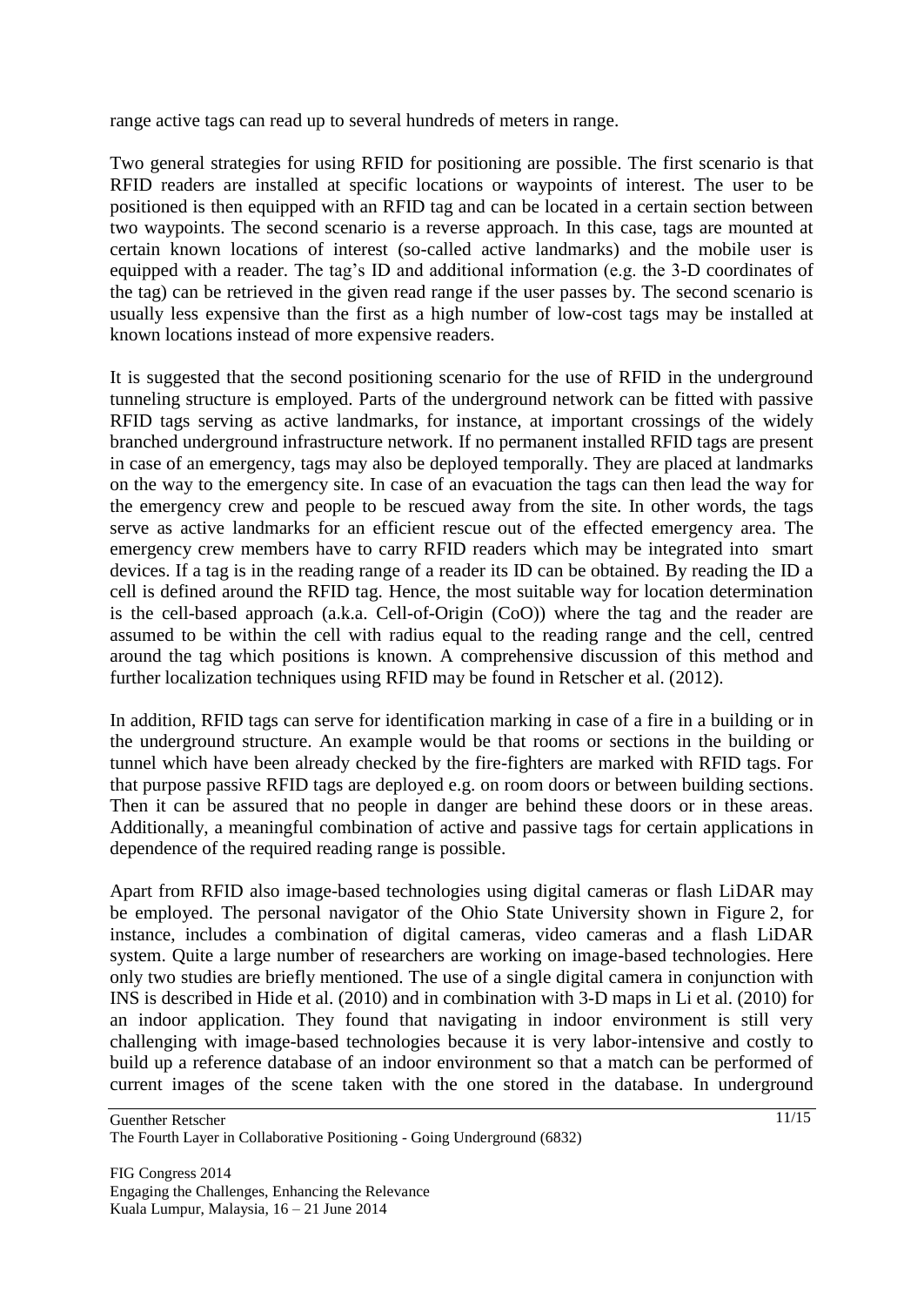range active tags can read up to several hundreds of meters in range.

Two general strategies for using RFID for positioning are possible. The first scenario is that RFID readers are installed at specific locations or waypoints of interest. The user to be positioned is then equipped with an RFID tag and can be located in a certain section between two waypoints. The second scenario is a reverse approach. In this case, tags are mounted at certain known locations of interest (so-called active landmarks) and the mobile user is equipped with a reader. The tag's ID and additional information (e.g. the 3-D coordinates of the tag) can be retrieved in the given read range if the user passes by. The second scenario is usually less expensive than the first as a high number of low-cost tags may be installed at known locations instead of more expensive readers.

It is suggested that the second positioning scenario for the use of RFID in the underground tunneling structure is employed. Parts of the underground network can be fitted with passive RFID tags serving as active landmarks, for instance, at important crossings of the widely branched underground infrastructure network. If no permanent installed RFID tags are present in case of an emergency, tags may also be deployed temporally. They are placed at landmarks on the way to the emergency site. In case of an evacuation the tags can then lead the way for the emergency crew and people to be rescued away from the site. In other words, the tags serve as active landmarks for an efficient rescue out of the effected emergency area. The emergency crew members have to carry RFID readers which may be integrated into smart devices. If a tag is in the reading range of a reader its ID can be obtained. By reading the ID a cell is defined around the RFID tag. Hence, the most suitable way for location determination is the cell-based approach (a.k.a. Cell-of-Origin (CoO)) where the tag and the reader are assumed to be within the cell with radius equal to the reading range and the cell, centred around the tag which positions is known. A comprehensive discussion of this method and further localization techniques using RFID may be found in Retscher et al. (2012).

In addition, RFID tags can serve for identification marking in case of a fire in a building or in the underground structure. An example would be that rooms or sections in the building or tunnel which have been already checked by the fire-fighters are marked with RFID tags. For that purpose passive RFID tags are deployed e.g. on room doors or between building sections. Then it can be assured that no people in danger are behind these doors or in these areas. Additionally, a meaningful combination of active and passive tags for certain applications in dependence of the required reading range is possible.

Apart from RFID also image-based technologies using digital cameras or flash LiDAR may be employed. The personal navigator of the Ohio State University shown in Figure 2, for instance, includes a combination of digital cameras, video cameras and a flash LiDAR system. Quite a large number of researchers are working on image-based technologies. Here only two studies are briefly mentioned. The use of a single digital camera in conjunction with INS is described in Hide et al. (2010) and in combination with 3-D maps in Li et al. (2010) for an indoor application. They found that navigating in indoor environment is still very challenging with image-based technologies because it is very labor-intensive and costly to build up a reference database of an indoor environment so that a match can be performed of current images of the scene taken with the one stored in the database. In underground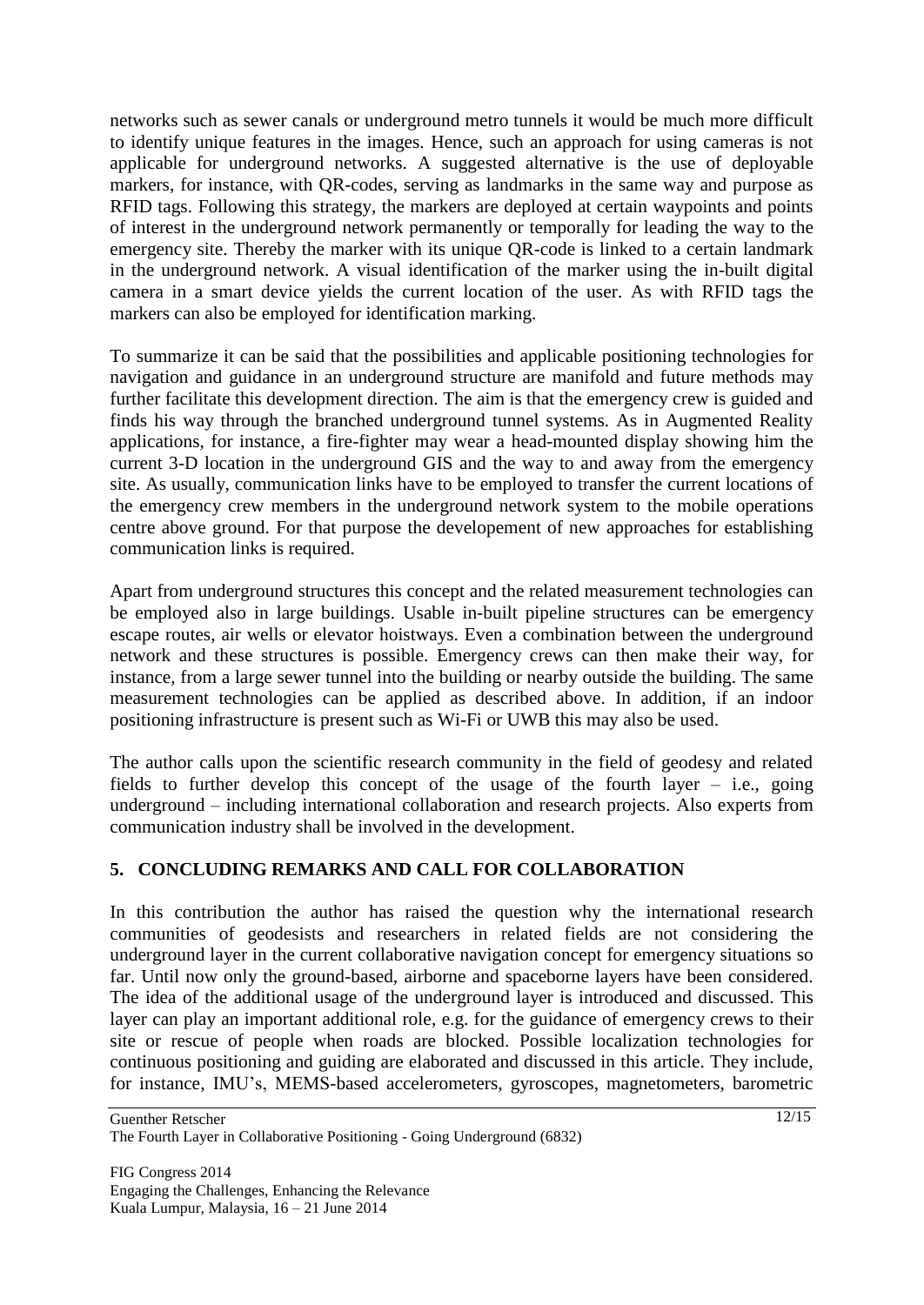networks such as sewer canals or underground metro tunnels it would be much more difficult to identify unique features in the images. Hence, such an approach for using cameras is not applicable for underground networks. A suggested alternative is the use of deployable markers, for instance, with QR-codes, serving as landmarks in the same way and purpose as RFID tags. Following this strategy, the markers are deployed at certain waypoints and points of interest in the underground network permanently or temporally for leading the way to the emergency site. Thereby the marker with its unique QR-code is linked to a certain landmark in the underground network. A visual identification of the marker using the in-built digital camera in a smart device yields the current location of the user. As with RFID tags the markers can also be employed for identification marking.

To summarize it can be said that the possibilities and applicable positioning technologies for navigation and guidance in an underground structure are manifold and future methods may further facilitate this development direction. The aim is that the emergency crew is guided and finds his way through the branched underground tunnel systems. As in Augmented Reality applications, for instance, a fire-fighter may wear a head-mounted display showing him the current 3-D location in the underground GIS and the way to and away from the emergency site. As usually, communication links have to be employed to transfer the current locations of the emergency crew members in the underground network system to the mobile operations centre above ground. For that purpose the developement of new approaches for establishing communication links is required.

Apart from underground structures this concept and the related measurement technologies can be employed also in large buildings. Usable in-built pipeline structures can be emergency escape routes, air wells or elevator hoistways. Even a combination between the underground network and these structures is possible. Emergency crews can then make their way, for instance, from a large sewer tunnel into the building or nearby outside the building. The same measurement technologies can be applied as described above. In addition, if an indoor positioning infrastructure is present such as Wi-Fi or UWB this may also be used.

The author calls upon the scientific research community in the field of geodesy and related fields to further develop this concept of the usage of the fourth layer – i.e., going underground – including international collaboration and research projects. Also experts from communication industry shall be involved in the development.

## 5. CONCLUDING REMARKS AND CALL FOR COLLABORATION

In this contribution the author has raised the question why the international research communities of geodesists and researchers in related fields are not considering the underground layer in the current collaborative navigation concept for emergency situations so far. Until now only the ground-based, airborne and spaceborne layers have been considered. The idea of the additional usage of the underground layer is introduced and discussed. This layer can play an important additional role, e.g. for the guidance of emergency crews to their site or rescue of people when roads are blocked. Possible localization technologies for continuous positioning and guiding are elaborated and discussed in this article. They include, for instance, IMU's, MEMS-based accelerometers, gyroscopes, magnetometers, barometric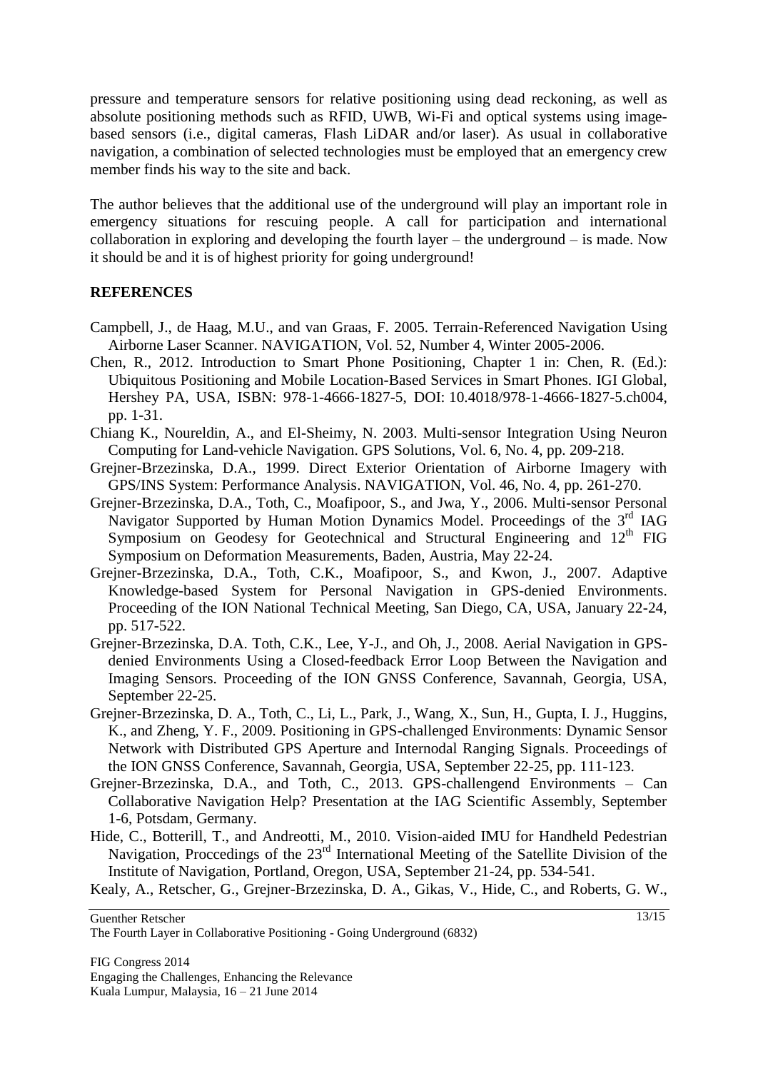pressure and temperature sensors for relative positioning using dead reckoning, as well as absolute positioning methods such as RFID, UWB, Wi-Fi and optical systems using image-based sensors (i.e., digital cameras, Flash LiDAR and/or laser). As usual in collaborative navigation, a combination of selected technologies must be employed that an emergency crew member finds his way to the site and back.

The author believes that the additional use of the underground will play an important role in emergency situations for rescuing people. A call for participation and international collaboration in exploring and developing the fourth layer – the underground – is made. Now it should be and it is of highest priority for going underground!

## REFERENCES

Campbell, J., de Haag, M.U., and van Graas, F. 2005. Terrain-Referenced Navigation Using Airborne Laser Scanner. NAVIGATION, Vol. 52, Number 4, Winter 2005-2006.

Chen, R., 2012. Introduction to Smart Phone Positioning, Chapter 1 in: Chen, R. (Ed.): Ubiquitous Positioning and Mobile Location-Based Services in Smart Phones. IGI Global, Hershey PA, USA, ISBN: 978-1-4666-1827-5, DOI: 10.4018/978-1-4666-1827-5.ch004, pp. 1-31.

Chiang K., Noureldin, A., and El-Sheimy, N. 2003. Multi-sensor Integration Using Neuron Computing for Land-vehicle Navigation. GPS Solutions, Vol. 6, No. 4, pp. 209-218.

Grejner-Brzezinska, D.A., 1999. Direct Exterior Orientation of Airborne Imagery with GPS/INS System: Performance Analysis. NAVIGATION, Vol. 46, No. 4, pp. 261-270.

Grejner-Brzezinska, D.A., Toth, C., Moafipoor, S., and Jwa, Y., 2006. Multi-sensor Personal Navigator Supported by Human Motion Dynamics Model. Proceedings of the 3rd IAG Symposium on Geodesy for Geotechnical and Structural Engineering and 12th FIG Symposium on Deformation Measurements, Baden, Austria, May 22-24.

Grejner-Brzezinska, D.A., Toth, C.K., Moafipoor, S., and Kwon, J., 2007. Adaptive Knowledge-based System for Personal Navigation in GPS-denied Environments. Proceeding of the ION National Technical Meeting, San Diego, CA, USA, January 22-24, pp. 517-522.

Grejner-Brzezinska, D.A. Toth, C.K., Lee, Y-J., and Oh, J., 2008. Aerial Navigation in GPS-denied Environments Using a Closed-feedback Error Loop Between the Navigation and Imaging Sensors. Proceeding of the ION GNSS Conference, Savannah, Georgia, USA, September 22-25.

Grejner-Brzezinska, D. A., Toth, C., Li, L., Park, J., Wang, X., Sun, H., Gupta, I. J., Huggins, K., and Zheng, Y. F., 2009. Positioning in GPS-challenged Environments: Dynamic Sensor Network with Distributed GPS Aperture and Internodal Ranging Signals. Proceedings of the ION GNSS Conference, Savannah, Georgia, USA, September 22-25, pp. 111-123.

Grejner-Brzezinska, D.A., and Toth, C., 2013. GPS-challengend Environments – Can Collaborative Navigation Help? Presentation at the IAG Scientific Assembly, September 1-6, Potsdam, Germany.

Hide, C., Botterill, T., and Andreotti, M., 2010. Vision-aided IMU for Handheld Pedestrian Navigation, Proccedings of the 23rd International Meeting of the Satellite Division of the Institute of Navigation, Portland, Oregon, USA, September 21-24, pp. 534-541.

Kealy, A., Retscher, G., Grejner-Brzezinska, D. A., Gikas, V., Hide, C., and Roberts, G. W.,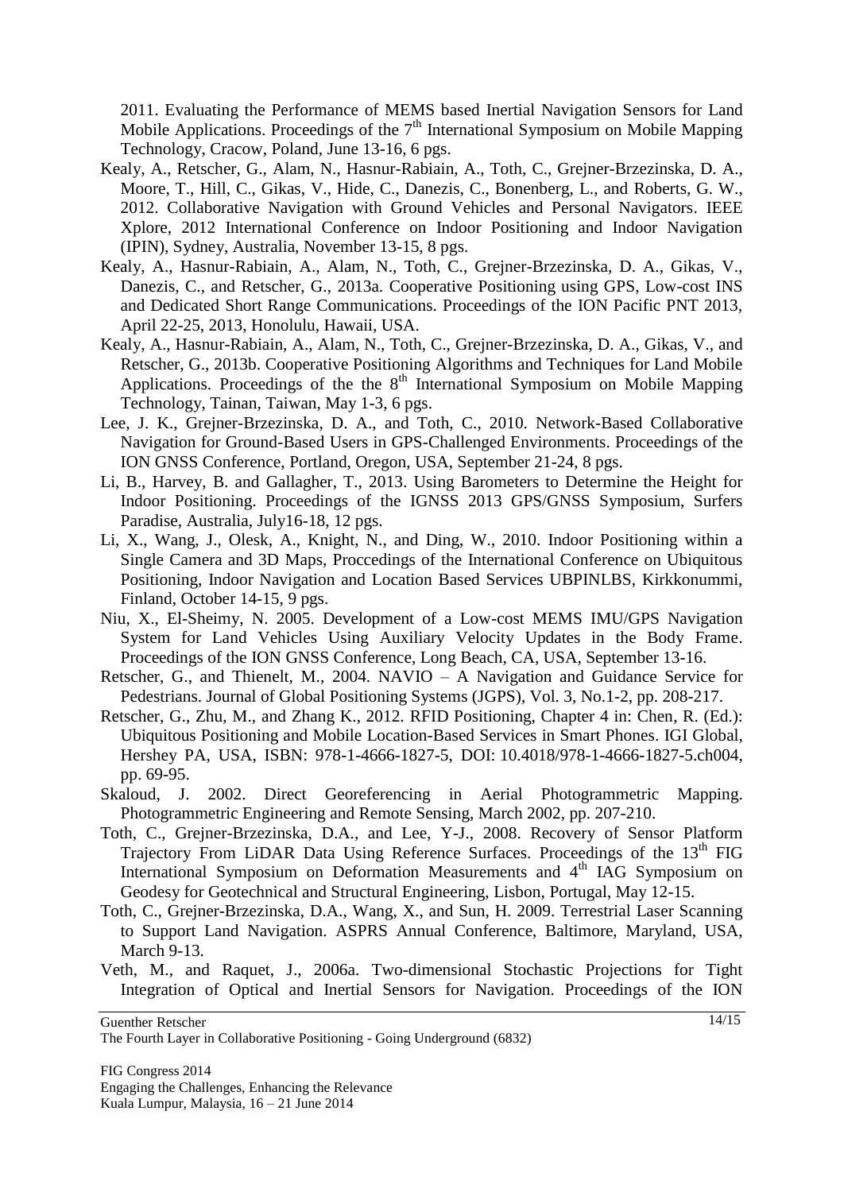2011. Evaluating the Performance of MEMS based Inertial Navigation Sensors for Land Mobile Applications. Proceedings of the 7[th] International Symposium on Mobile Mapping Technology, Cracow, Poland, June 13-16, 6 pgs.

Kealy, A., Retscher, G., Alam, N., Hasnur-Rabiain, A., Toth, C., Grejner-Brzezinska, D. A., Moore, T., Hill, C., Gikas, V., Hide, C., Danezis, C., Bonenberg, L., and Roberts, G. W., 2012. Collaborative Navigation with Ground Vehicles and Personal Navigators. IEEE Xplore, 2012 International Conference on Indoor Positioning and Indoor Navigation (IPIN), Sydney, Australia, November 13-15, 8 pgs.

Kealy, A., Hasnur-Rabiain, A., Alam, N., Toth, C., Grejner-Brzezinska, D. A., Gikas, V., Danezis, C., and Retscher, G., 2013a. Cooperative Positioning using GPS, Low-cost INS and Dedicated Short Range Communications. Proceedings of the ION Pacific PNT 2013, April 22-25, 2013, Honolulu, Hawaii, USA.

Kealy, A., Hasnur-Rabiain, A., Alam, N., Toth, C., Grejner-Brzezinska, D. A., Gikas, V., and Retscher, G., 2013b. Cooperative Positioning Algorithms and Techniques for Land Mobile Applications. Proceedings of the the 8[th] International Symposium on Mobile Mapping Technology, Tainan, Taiwan, May 1-3, 6 pgs.

Lee, J. K., Grejner-Brzezinska, D. A., and Toth, C., 2010. Network-Based Collaborative Navigation for Ground-Based Users in GPS-Challenged Environments. Proceedings of the ION GNSS Conference, Portland, Oregon, USA, September 21-24, 8 pgs.

Li, B., Harvey, B. and Gallagher, T., 2013. Using Barometers to Determine the Height for Indoor Positioning. Proceedings of the IGNSS 2013 GPS/GNSS Symposium, Surfers Paradise, Australia, July16-18, 12 pgs.

Li, X., Wang, J., Olesk, A., Knight, N., and Ding, W., 2010. Indoor Positioning within a Single Camera and 3D Maps, Proccedings of the International Conference on Ubiquitous Positioning, Indoor Navigation and Location Based Services UBPINLBS, Kirkkonummi, Finland, October 14-15, 9 pgs.

Niu, X., El-Sheimy, N. 2005. Development of a Low-cost MEMS IMU/GPS Navigation System for Land Vehicles Using Auxiliary Velocity Updates in the Body Frame. Proceedings of the ION GNSS Conference, Long Beach, CA, USA, September 13-16.

Retscher, G., and Thienelt, M., 2004. NAVIO – A Navigation and Guidance Service for Pedestrians. Journal of Global Positioning Systems (JGPS), Vol. 3, No.1-2, pp. 208-217.

Retscher, G., Zhu, M., and Zhang K., 2012. RFID Positioning, Chapter 4 in: Chen, R. (Ed.): Ubiquitous Positioning and Mobile Location-Based Services in Smart Phones. IGI Global, Hershey PA, USA, ISBN: 978-1-4666-1827-5, DOI: 10.4018/978-1-4666-1827-5.ch004, pp. 69-95.

Skaloud, J. 2002. Direct Georeferencing in Aerial Photogrammetric Mapping. Photogrammetric Engineering and Remote Sensing, March 2002, pp. 207-210.

Toth, C., Grejner-Brzezinska, D.A., and Lee, Y-J., 2008. Recovery of Sensor Platform Trajectory From LiDAR Data Using Reference Surfaces. Proceedings of the 13[th] FIG International Symposium on Deformation Measurements and 4[th] IAG Symposium on Geodesy for Geotechnical and Structural Engineering, Lisbon, Portugal, May 12-15.

Toth, C., Grejner-Brzezinska, D.A., Wang, X., and Sun, H. 2009. Terrestrial Laser Scanning to Support Land Navigation. ASPRS Annual Conference, Baltimore, Maryland, USA, March 9-13.

Veth, M., and Raquet, J., 2006a. Two-dimensional Stochastic Projections for Tight Integration of Optical and Inertial Sensors for Navigation. Proceedings of the ION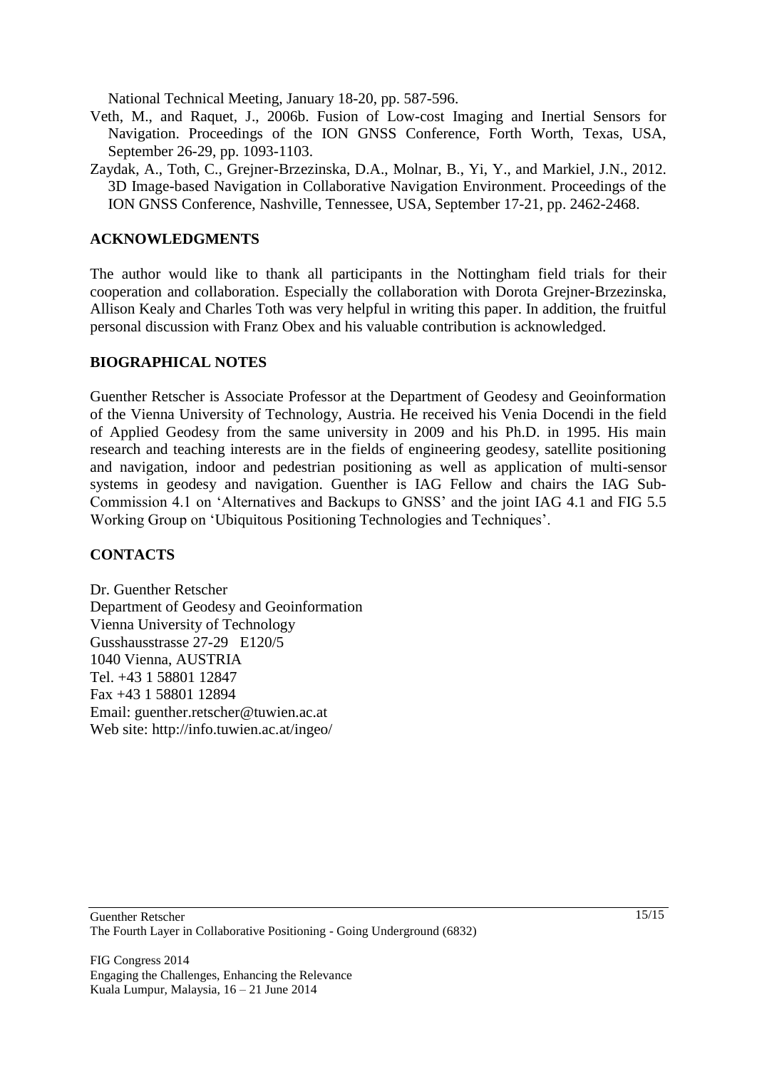National Technical Meeting, January 18-20, pp. 587-596.

Veth, M., and Raquet, J., 2006b. Fusion of Low-cost Imaging and Inertial Sensors for Navigation. Proceedings of the ION GNSS Conference, Forth Worth, Texas, USA, September 26-29, pp. 1093-1103.

Zaydak, A., Toth, C., Grejner-Brzezinska, D.A., Molnar, B., Yi, Y., and Markiel, J.N., 2012. 3D Image-based Navigation in Collaborative Navigation Environment. Proceedings of the ION GNSS Conference, Nashville, Tennessee, USA, September 17-21, pp. 2462-2468.

## ACKNOWLEDGMENTS

The author would like to thank all participants in the Nottingham field trials for their cooperation and collaboration. Especially the collaboration with Dorota Grejner-Brzezinska, Allison Kealy and Charles Toth was very helpful in writing this paper. In addition, the fruitful personal discussion with Franz Obex and his valuable contribution is acknowledged.

## BIOGRAPHICAL NOTES

Guenther Retscher is Associate Professor at the Department of Geodesy and Geoinformation of the Vienna University of Technology, Austria. He received his Venia Docendi in the field of Applied Geodesy from the same university in 2009 and his Ph.D. in 1995. His main research and teaching interests are in the fields of engineering geodesy, satellite positioning and navigation, indoor and pedestrian positioning as well as application of multi-sensor systems in geodesy and navigation. Guenther is IAG Fellow and chairs the IAG Sub-Commission 4.1 on 'Alternatives and Backups to GNSS' and the joint IAG 4.1 and FIG 5.5 Working Group on 'Ubiquitous Positioning Technologies and Techniques'.

## CONTACTS

Dr. Guenther Retscher
Department of Geodesy and Geoinformation
Vienna University of Technology
Gusshausstrasse 27-29 E120/5
1040 Vienna, AUSTRIA
Tel. +43 1 58801 12847
Fax +43 1 58801 12894
Email: guenther.retscher@tuwien.ac.at
Web site: http://info.tuwien.ac.at/ingeo/